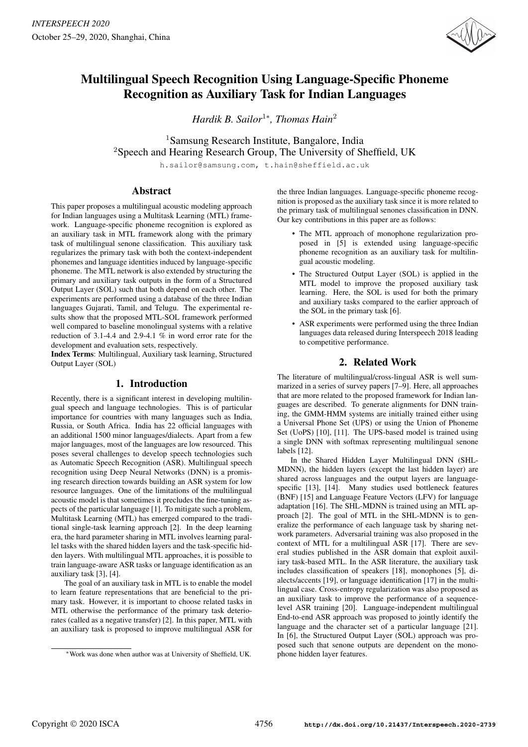# Multilingual Speech Recognition Using Language-Specific Phoneme Recognition as Auxiliary Task for Indian Languages

*Hardik B. Sailor*[1*], *Thomas Hain*[2]

[1]Samsung Research Institute, Bangalore, India
[2]Speech and Hearing Research Group, The University of Sheffield, UK

h.sailor@samsung.com, t.hain@sheffield.ac.uk

## Abstract

This paper proposes a multilingual acoustic modeling approach for Indian languages using a Multitask Learning (MTL) framework. Language-specific phoneme recognition is explored as an auxiliary task in MTL framework along with the primary task of multilingual senone classification. This auxiliary task regularizes the primary task with both the context-independent phonemes and language identities induced by language-specific phoneme. The MTL network is also extended by structuring the primary and auxiliary task outputs in the form of a Structured Output Layer (SOL) such that both depend on each other. The experiments are performed using a database of the three Indian languages Gujarati, Tamil, and Telugu. The experimental results show that the proposed MTL-SOL framework performed well compared to baseline monolingual systems with a relative reduction of 3.1-4.4 and 2.9-4.1 % in word error rate for the development and evaluation sets, respectively.

**Index Terms**: Multilingual, Auxiliary task learning, Structured Output Layer (SOL)

## 1. Introduction

Recently, there is a significant interest in developing multilingual speech and language technologies. This is of particular importance for countries with many languages such as India, Russia, or South Africa. India has 22 official languages with an additional 1500 minor languages/dialects. Apart from a few major languages, most of the languages are low resourced. This poses several challenges to develop speech technologies such as Automatic Speech Recognition (ASR). Multilingual speech recognition using Deep Neural Networks (DNN) is a promising research direction towards building an ASR system for low resource languages. One of the limitations of the multilingual acoustic model is that sometimes it precludes the fine-tuning aspects of the particular language [1]. To mitigate such a problem, Multitask Learning (MTL) has emerged compared to the traditional single-task learning approach [2]. In the deep learning era, the hard parameter sharing in MTL involves learning parallel tasks with the shared hidden layers and the task-specific hidden layers. With multilingual MTL approaches, it is possible to train language-aware ASR tasks or language identification as an auxiliary task [3], [4].

The goal of an auxiliary task in MTL is to enable the model to learn feature representations that are beneficial to the primary task. However, it is important to choose related tasks in MTL otherwise the performance of the primary task deteriorates (called as a negative transfer) [2]. In this paper, MTL with an auxiliary task is proposed to improve multilingual ASR for the three Indian languages. Language-specific phoneme recognition is proposed as the auxiliary task since it is more related to the primary task of multilingual senones classification in DNN. Our key contributions in this paper are as follows:

- The MTL approach of monophone regularization proposed in [5] is extended using language-specific phoneme recognition as an auxiliary task for multilingual acoustic modeling.
- The Structured Output Layer (SOL) is applied in the MTL model to improve the proposed auxiliary task learning. Here, the SOL is used for both the primary and auxiliary tasks compared to the earlier approach of the SOL in the primary task [6].
- ASR experiments were performed using the three Indian languages data released during Interspeech 2018 leading to competitive performance.

[*]Work was done when author was at University of Sheffield, UK.

## 2. Related Work

The literature of multilingual/cross-lingual ASR is well summarized in a series of survey papers [7–9]. Here, all approaches that are more related to the proposed framework for Indian languages are described. To generate alignments for DNN training, the GMM-HMM systems are initially trained either using a Universal Phone Set (UPS) or using the Union of Phoneme Set (UoPS) [10], [11]. The UPS-based model is trained using a single DNN with softmax representing multilingual senone labels [12].

In the Shared Hidden Layer Multilingual DNN (SHL-MDNN), the hidden layers (except the last hidden layer) are shared across languages and the output layers are language-specific [13], [14]. Many studies used bottleneck features (BNF) [15] and Language Feature Vectors (LFV) for language adaptation [16]. The SHL-MDNN is trained using an MTL approach [2]. The goal of MTL in the SHL-MDNN is to generalize the performance of each language task by sharing network parameters. Adversarial training was also proposed in the context of MTL for a multilingual ASR [17]. There are several studies published in the ASR domain that exploit auxiliary task-based MTL. In the ASR literature, the auxiliary task includes classification of speakers [18], monophones [5], dialects/accents [19], or language identification [17] in the multilingual case. Cross-entropy regularization was also proposed as an auxiliary task to improve the performance of a sequence-level ASR training [20]. Language-independent multilingual End-to-end ASR approach was proposed to jointly identify the language and the character set of a particular language [21]. In [6], the Structured Output Layer (SOL) approach was proposed such that senone outputs are dependent on the monophone hidden layer features.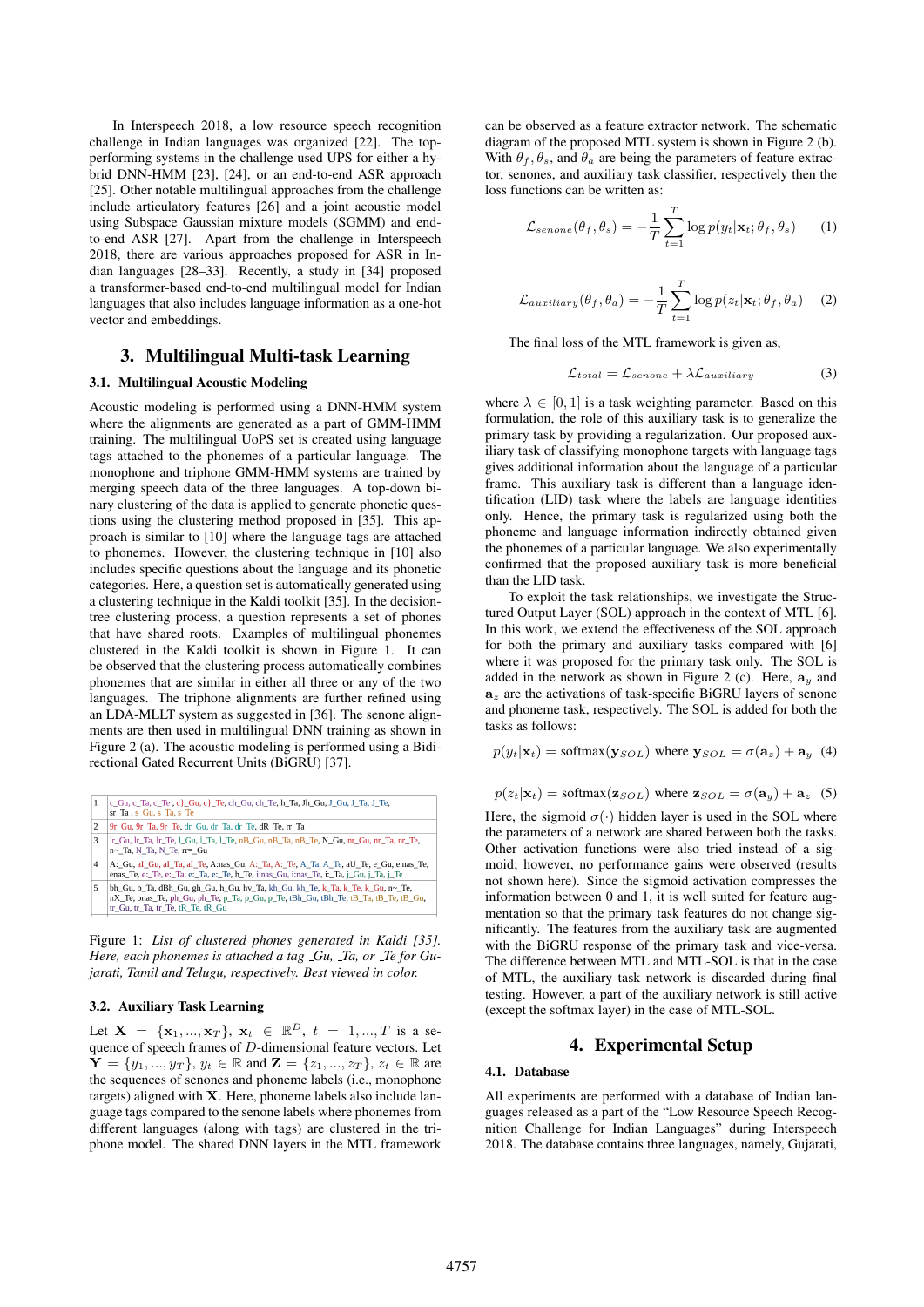In Interspeech 2018, a low resource speech recognition challenge in Indian languages was organized [22]. The top-performing systems in the challenge used UPS for either a hybrid DNN-HMM [23], [24], or an end-to-end ASR approach [25]. Other notable multilingual approaches from the challenge include articulatory features [26] and a joint acoustic model using Subspace Gaussian mixture models (SGMM) and end-to-end ASR [27]. Apart from the challenge in Interspeech 2018, there are various approaches proposed for ASR in Indian languages [28–33]. Recently, a study in [34] proposed a transformer-based end-to-end multilingual model for Indian languages that also includes language information as a one-hot vector and embeddings.

## 3. Multilingual Multi-task Learning

### 3.1. Multilingual Acoustic Modeling

Acoustic modeling is performed using a DNN-HMM system where the alignments are generated as a part of GMM-HMM training. The multilingual UoPS set is created using language tags attached to the phonemes of a particular language. The monophone and triphone GMM-HMM systems are trained by merging speech data of the three languages. A top-down binary clustering of the data is applied to generate phonetic questions using the clustering method proposed in [35]. This approach is similar to [10] where the language tags are attached to phonemes. However, the clustering technique in [10] also includes specific questions about the language and its phonetic categories. Here, a question set is automatically generated using a clustering technique in the Kaldi toolkit [35]. In the decision-tree clustering process, a question represents a set of phones that have shared roots. Examples of multilingual phonemes clustered in the Kaldi toolkit is shown in Figure 1. It can be observed that the clustering process automatically combines phonemes that are similar in either all three or any of the two languages. The triphone alignments are further refined using an LDA-MLLT system as suggested in [36]. The senone alignments are then used in multilingual DNN training as shown in Figure 2 (a). The acoustic modeling is performed using a Bidirectional Gated Recurrent Units (BiGRU) [37].

| | |
|---|---|
| 1 | c_Gu, c_Ta, c_Te , c)_Gu, c)_Te, ch_Gu, ch_Te, h_Ta, Jh_Gu, J_Gu, J_Ta, J_Te, sr_Ta , s_Gu, s_Ta, s_Te |
| 2 | 9r_Gu, 9r_Ta, 9r_Te, dr_Gu, dr_Ta, dr_Te, dR_Te, rr_Ta |
| 3 | lr_Gu, lr_Ta, lr_Te, l_Gu, l_Ta, l_Te, nB_Gu, nB_Ta, nB_Te, N_Gu, nr_Gu, nr_Ta, nr_Te, n~_Ta, N_Ta, N_Te, rr=_Gu |
| 4 | A:_Gu, al_Gu, al_Ta, al_Te, A:nas_Gu, A:_Ta, A:_Te, A_Ta, A_Te, aU_Te, e_Gu, e:nas_Te, enas_Te, e:_Te, e:_Ta, e:_Te, h_Te, i:nas_Gu, i:nas_Te, i:_Ta, j_Gu, j_Ta, j_Te |
| 5 | bh_Gu, b_Ta, dBh_Gu, gh_Gu, h_Gu, hv_Ta, kh_Gu, kh_Te, k_Ta, k_Te, k_Gu, n~_Te, nX_Te, onas_Te, ph_Gu, ph_Te, p_Ta, p_Gu, p_Te, tBh_Gu, tBh_Te, tB_Ta, tB_Te, tB_Gu, tr_Gu, tr_Ta, tr_Te, tR_Te, tR_Gu |

Figure 1: *List of clustered phones generated in Kaldi [35]. Here, each phonemes is attached a tag _Gu, _Ta, or _Te for Gujarati, Tamil and Telugu, respectively. Best viewed in color.*

### 3.2. Auxiliary Task Learning

Let $\mathbf{X} = \{\mathbf{x}_1, ..., \mathbf{x}_T\}$, $\mathbf{x}_t \in \mathbb{R}^D$, $t = 1, ..., T$ is a sequence of speech frames of $D$-dimensional feature vectors. Let $\mathbf{Y} = \{y_1, ..., y_T\}$, $y_t \in \mathbb{R}$ and $\mathbf{Z} = \{z_1, ..., z_T\}$, $z_t \in \mathbb{R}$ are the sequences of senones and phoneme labels (i.e., monophone targets) aligned with $\mathbf{X}$. Here, phoneme labels also include language tags compared to the senone labels where phonemes from different languages (along with tags) are clustered in the triphone model. The shared DNN layers in the MTL framework can be observed as a feature extractor network. The schematic diagram of the proposed MTL system is shown in Figure 2 (b). With $\theta_f$, $\theta_s$, and $\theta_a$ are being the parameters of feature extractor, senones, and auxiliary task classifier, respectively then the loss functions can be written as:

$$\mathcal{L}_{senone}(\theta_f, \theta_s) = -\frac{1}{T}\sum_{t=1}^{T} \log p(y_t|\mathbf{x}_t; \theta_f, \theta_s) \quad (1)$$

$$\mathcal{L}_{auxiliary}(\theta_f, \theta_a) = -\frac{1}{T}\sum_{t=1}^{T} \log p(z_t|\mathbf{x}_t; \theta_f, \theta_a) \quad (2)$$

The final loss of the MTL framework is given as,

$$\mathcal{L}_{total} = \mathcal{L}_{senone} + \lambda \mathcal{L}_{auxiliary} \quad (3)$$

where $\lambda \in [0, 1]$ is a task weighting parameter. Based on this formulation, the role of this auxiliary task is to generalize the primary task by providing a regularization. Our proposed auxiliary task of classifying monophone targets with language tags gives additional information about the language of a particular frame. This auxiliary task is different than a language identification (LID) task where the labels are language identities only. Hence, the primary task is regularized using both the phoneme and language information indirectly obtained given the phonemes of a particular language. We also experimentally confirmed that the proposed auxiliary task is more beneficial than the LID task.

To exploit the task relationships, we investigate the Structured Output Layer (SOL) approach in the context of MTL [6]. In this work, we extend the effectiveness of the SOL approach for both the primary and auxiliary tasks compared with [6] where it was proposed for the primary task only. The SOL is added in the network as shown in Figure 2 (c). Here, $\mathbf{a}_y$ and $\mathbf{a}_z$ are the activations of task-specific BiGRU layers of senone and phoneme task, respectively. The SOL is added for both the tasks as follows:

$$p(y_t|\mathbf{x}_t) = \text{softmax}(\mathbf{y}_{SOL}) \text{ where } \mathbf{y}_{SOL} = \sigma(\mathbf{a}_z) + \mathbf{a}_y \quad (4)$$

$$p(z_t|\mathbf{x}_t) = \text{softmax}(\mathbf{z}_{SOL}) \text{ where } \mathbf{z}_{SOL} = \sigma(\mathbf{a}_y) + \mathbf{a}_z \quad (5)$$

Here, the sigmoid $\sigma(\cdot)$ hidden layer is used in the SOL where the parameters of a network are shared between both the tasks. Other activation functions were also tried instead of a sigmoid; however, no performance gains were observed (results not shown here). Since the sigmoid activation compresses the information between 0 and 1, it is well suited for feature augmentation so that the primary task features do not change significantly. The features from the auxiliary task are augmented with the BiGRU response of the primary task and vice-versa. The difference between MTL and MTL-SOL is that in the case of MTL, the auxiliary task network is discarded during final testing. However, a part of the auxiliary network is still active (except the softmax layer) in the case of MTL-SOL.

## 4. Experimental Setup

### 4.1. Database

All experiments are performed with a database of Indian languages released as a part of the "Low Resource Speech Recognition Challenge for Indian Languages" during Interspeech 2018. The database contains three languages, namely, Gujarati,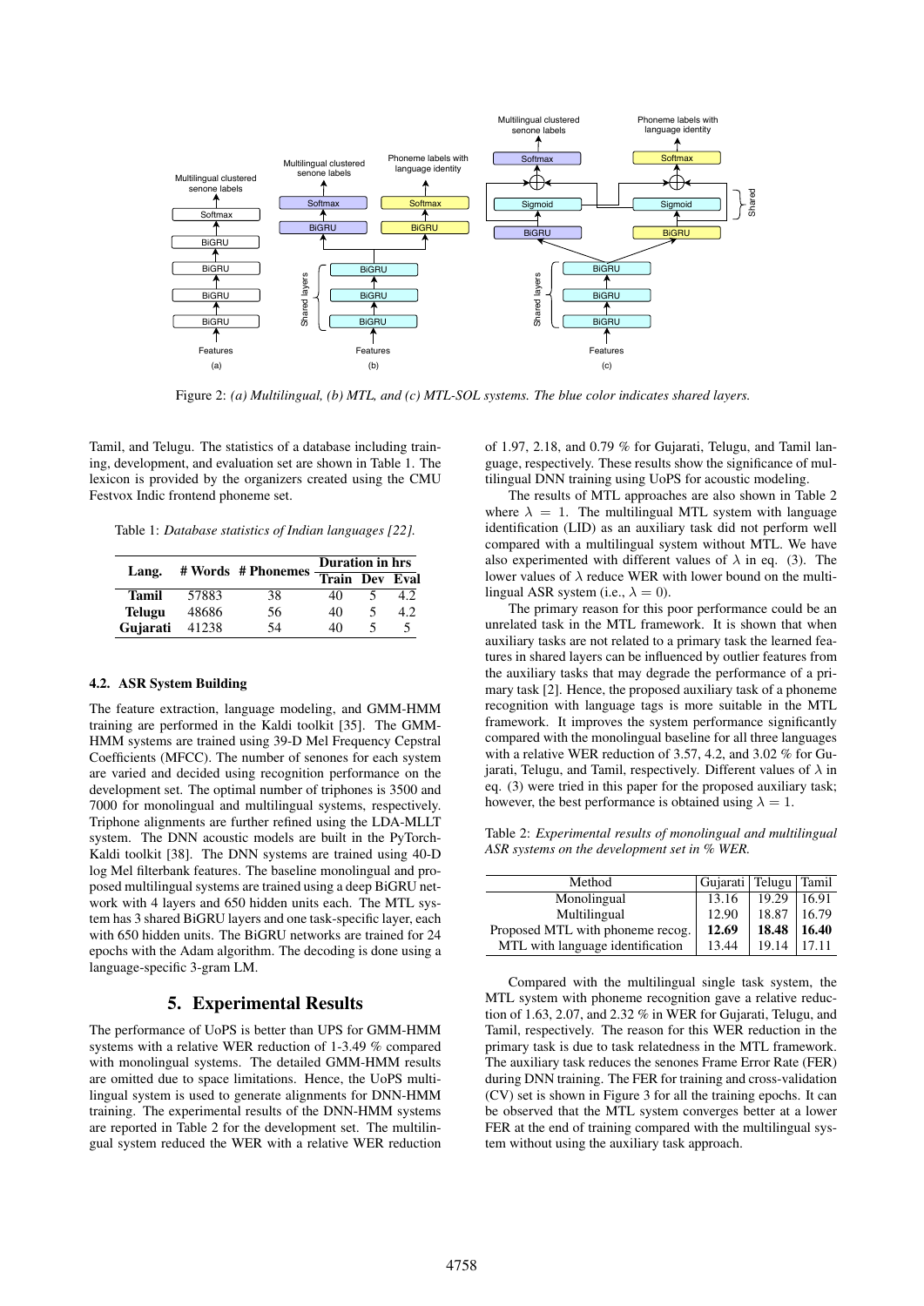Figure 2: *(a) Multilingual, (b) MTL, and (c) MTL-SOL systems. The blue color indicates shared layers.*

Tamil, and Telugu. The statistics of a database including training, development, and evaluation set are shown in Table 1. The lexicon is provided by the organizers created using the CMU Festvox Indic frontend phoneme set.

Table 1: *Database statistics of Indian languages [22].*

| Lang. | # Words | # Phonemes | Duration in hrs | | |
|---|---|---|---|---|---|
| | | | Train | Dev | Eval |
| **Tamil** | 57883 | 38 | 40 | 5 | 4.2 |
| **Telugu** | 48686 | 56 | 40 | 5 | 4.2 |
| **Gujarati** | 41238 | 54 | 40 | 5 | 5 |

### 4.2. ASR System Building

The feature extraction, language modeling, and GMM-HMM training are performed in the Kaldi toolkit [35]. The GMM-HMM systems are trained using 39-D Mel Frequency Cepstral Coefficients (MFCC). The number of senones for each system are varied and decided using recognition performance on the development set. The optimal number of triphones is 3500 and 7000 for monolingual and multilingual systems, respectively. Triphone alignments are further refined using the LDA-MLLT system. The DNN acoustic models are built in the PyTorch-Kaldi toolkit [38]. The DNN systems are trained using 40-D log Mel filterbank features. The baseline monolingual and proposed multilingual systems are trained using a deep BiGRU network with 4 layers and 650 hidden units each. The MTL system has 3 shared BiGRU layers and one task-specific layer, each with 650 hidden units. The BiGRU networks are trained for 24 epochs with the Adam algorithm. The decoding is done using a language-specific 3-gram LM.

## 5. Experimental Results

The performance of UoPS is better than UPS for GMM-HMM systems with a relative WER reduction of 1-3.49 % compared with monolingual systems. The detailed GMM-HMM results are omitted due to space limitations. Hence, the UoPS multilingual system is used to generate alignments for DNN-HMM training. The experimental results of the DNN-HMM systems are reported in Table 2 for the development set. The multilingual system reduced the WER with a relative WER reduction of 1.97, 2.18, and 0.79 % for Gujarati, Telugu, and Tamil language, respectively. These results show the significance of multilingual DNN training using UoPS for acoustic modeling.

The results of MTL approaches are also shown in Table 2 where $\lambda = 1$. The multilingual MTL system with language identification (LID) as an auxiliary task did not perform well compared with a multilingual system without MTL. We have also experimented with different values of $\lambda$ in eq. (3). The lower values of $\lambda$ reduce WER with lower bound on the multilingual ASR system (i.e., $\lambda = 0$).

The primary reason for this poor performance could be an unrelated task in the MTL framework. It is shown that when auxiliary tasks are not related to a primary task the learned features in shared layers can be influenced by outlier features from the auxiliary tasks that may degrade the performance of a primary task [2]. Hence, the proposed auxiliary task of a phoneme recognition with language tags is more suitable in the MTL framework. It improves the system performance significantly compared with the monolingual baseline for all three languages with a relative WER reduction of 3.57, 4.2, and 3.02 % for Gujarati, Telugu, and Tamil, respectively. Different values of $\lambda$ in eq. (3) were tried in this paper for the proposed auxiliary task; however, the best performance is obtained using $\lambda = 1$.

Table 2: *Experimental results of monolingual and multilingual ASR systems on the development set in % WER.*

| Method | Gujarati | Telugu | Tamil |
|---|---|---|---|
| Monolingual | 13.16 | 19.29 | 16.91 |
| Multilingual | 12.90 | 18.87 | 16.79 |
| Proposed MTL with phoneme recog. | **12.69** | **18.48** | **16.40** |
| MTL with language identification | 13.44 | 19.14 | 17.11 |

Compared with the multilingual single task system, the MTL system with phoneme recognition gave a relative reduction of 1.63, 2.07, and 2.32 % in WER for Gujarati, Telugu, and Tamil, respectively. The reason for this WER reduction in the primary task is due to task relatedness in the MTL framework. The auxiliary task reduces the senones Frame Error Rate (FER) during DNN training. The FER for training and cross-validation (CV) set is shown in Figure 3 for all the training epochs. It can be observed that the MTL system converges better at a lower FER at the end of training compared with the multilingual system without using the auxiliary task approach.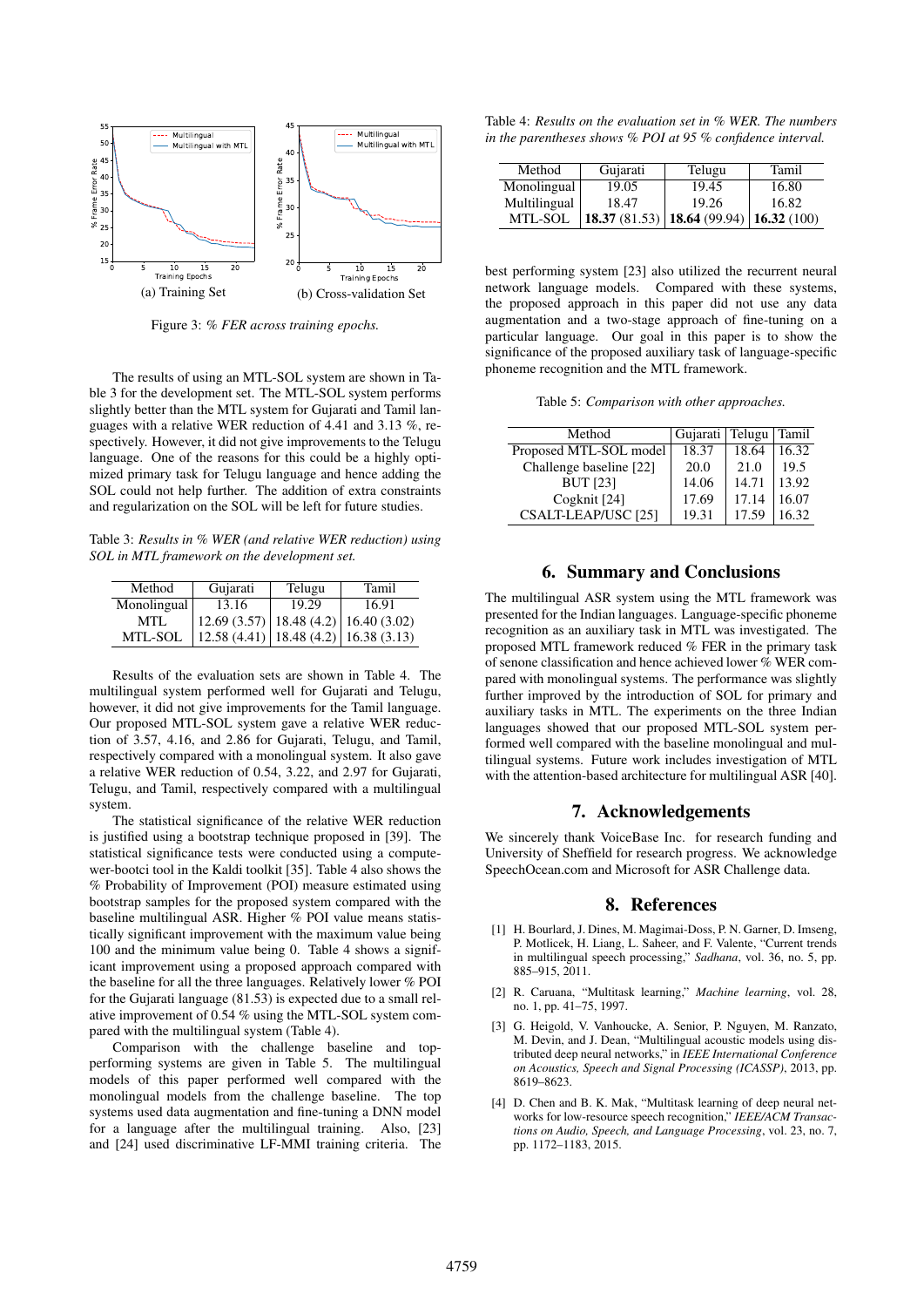(a) Training Set (b) Cross-validation Set

Figure 3: *% FER across training epochs.*

The results of using an MTL-SOL system are shown in Table 3 for the development set. The MTL-SOL system performs slightly better than the MTL system for Gujarati and Tamil languages with a relative WER reduction of 4.41 and 3.13 %, respectively. However, it did not give improvements to the Telugu language. One of the reasons for this could be a highly optimized primary task for Telugu language and hence adding the SOL could not help further. The addition of extra constraints and regularization on the SOL will be left for future studies.

Table 3: *Results in % WER (and relative WER reduction) using SOL in MTL framework on the development set.*

| Method | Gujarati | Telugu | Tamil |
|---|---|---|---|
| Monolingual | 13.16 | 19.29 | 16.91 |
| MTL | 12.69 (3.57) | 18.48 (4.2) | 16.40 (3.02) |
| MTL-SOL | 12.58 (4.41) | 18.48 (4.2) | 16.38 (3.13) |

Results of the evaluation sets are shown in Table 4. The multilingual system performed well for Gujarati and Telugu, however, it did not give improvements for the Tamil language. Our proposed MTL-SOL system gave a relative WER reduction of 3.57, 4.16, and 2.86 for Gujarati, Telugu, and Tamil, respectively compared with a monolingual system. It also gave a relative WER reduction of 0.54, 3.22, and 2.97 for Gujarati, Telugu, and Tamil, respectively compared with a multilingual system.

The statistical significance of the relative WER reduction is justified using a bootstrap technique proposed in [39]. The statistical significance tests were conducted using a compute-wer-bootci tool in the Kaldi toolkit [35]. Table 4 also shows the % Probability of Improvement (POI) measure estimated using bootstrap samples for the proposed system compared with the baseline multilingual ASR. Higher % POI value means statistically significant improvement with the maximum value being 100 and the minimum value being 0. Table 4 shows a significant improvement using a proposed approach compared with the baseline for all the three languages. Relatively lower % POI for the Gujarati language (81.53) is expected due to a small relative improvement of 0.54 % using the MTL-SOL system compared with the multilingual system (Table 4).

Comparison with the challenge baseline and top-performing systems are given in Table 5. The multilingual models of this paper performed well compared with the monolingual models from the challenge baseline. The top systems used data augmentation and fine-tuning a DNN model for a language after the multilingual training. Also, [23] and [24] used discriminative LF-MMI training criteria. The best performing system [23] also utilized the recurrent neural network language models. Compared with these systems, the proposed approach in this paper did not use any data augmentation and a two-stage approach of fine-tuning on a particular language. Our goal in this paper is to show the significance of the proposed auxiliary task of language-specific phoneme recognition and the MTL framework.

Table 4: *Results on the evaluation set in % WER. The numbers in the parentheses shows % POI at 95 % confidence interval.*

| Method | Gujarati | Telugu | Tamil |
|---|---|---|---|
| Monolingual | 19.05 | 19.45 | 16.80 |
| Multilingual | 18.47 | 19.26 | 16.82 |
| MTL-SOL | **18.37** (81.53) | **18.64** (99.94) | **16.32** (100) |

Table 5: *Comparison with other approaches.*

| Method | Gujarati | Telugu | Tamil |
|---|---|---|---|
| Proposed MTL-SOL model | 18.37 | 18.64 | 16.32 |
| Challenge baseline [22] | 20.0 | 21.0 | 19.5 |
| BUT [23] | 14.06 | 14.71 | 13.92 |
| Cogknit [24] | 17.69 | 17.14 | 16.07 |
| CSALT-LEAP/USC [25] | 19.31 | 17.59 | 16.32 |

## 6. Summary and Conclusions

The multilingual ASR system using the MTL framework was presented for the Indian languages. Language-specific phoneme recognition as an auxiliary task in MTL was investigated. The proposed MTL framework reduced % FER in the primary task of senone classification and hence achieved lower % WER compared with monolingual systems. The performance was slightly further improved by the introduction of SOL for primary and auxiliary tasks in MTL. The experiments on the three Indian languages showed that our proposed MTL-SOL system performed well compared with the baseline monolingual and multilingual systems. Future work includes investigation of MTL with the attention-based architecture for multilingual ASR [40].

## 7. Acknowledgements

We sincerely thank VoiceBase Inc. for research funding and University of Sheffield for research progress. We acknowledge SpeechOcean.com and Microsoft for ASR Challenge data.

## 8. References

[1] H. Bourlard, J. Dines, M. Magimai-Doss, P. N. Garner, D. Imseng, P. Motlicek, H. Liang, L. Saheer, and F. Valente, "Current trends in multilingual speech processing," *Sadhana*, vol. 36, no. 5, pp. 885–915, 2011.

[2] R. Caruana, "Multitask learning," *Machine learning*, vol. 28, no. 1, pp. 41–75, 1997.

[3] G. Heigold, V. Vanhoucke, A. Senior, P. Nguyen, M. Ranzato, M. Devin, and J. Dean, "Multilingual acoustic models using distributed deep neural networks," in *IEEE International Conference on Acoustics, Speech and Signal Processing (ICASSP)*, 2013, pp. 8619–8623.

[4] D. Chen and B. K. Mak, "Multitask learning of deep neural networks for low-resource speech recognition," *IEEE/ACM Transactions on Audio, Speech, and Language Processing*, vol. 23, no. 7, pp. 1172–1183, 2015.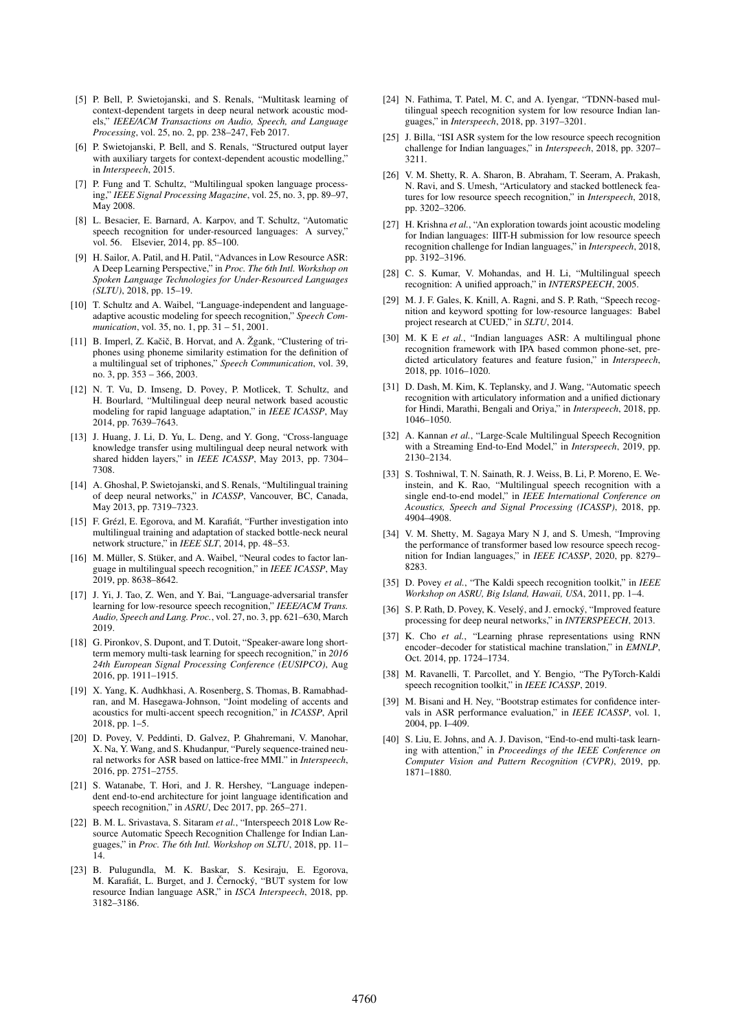[5] P. Bell, P. Swietojanski, and S. Renals, "Multitask learning of context-dependent targets in deep neural network acoustic models," *IEEE/ACM Transactions on Audio, Speech, and Language Processing*, vol. 25, no. 2, pp. 238–247, Feb 2017.

[6] P. Swietojanski, P. Bell, and S. Renals, "Structured output layer with auxiliary targets for context-dependent acoustic modelling," in *Interspeech*, 2015.

[7] P. Fung and T. Schultz, "Multilingual spoken language processing," *IEEE Signal Processing Magazine*, vol. 25, no. 3, pp. 89–97, May 2008.

[8] L. Besacier, E. Barnard, A. Karpov, and T. Schultz, "Automatic speech recognition for under-resourced languages: A survey," vol. 56. Elsevier, 2014, pp. 85–100.

[9] H. Sailor, A. Patil, and H. Patil, "Advances in Low Resource ASR: A Deep Learning Perspective," in *Proc. The 6th Intl. Workshop on Spoken Language Technologies for Under-Resourced Languages (SLTU)*, 2018, pp. 15–19.

[10] T. Schultz and A. Waibel, "Language-independent and language-adaptive acoustic modeling for speech recognition," *Speech Communication*, vol. 35, no. 1, pp. 31 – 51, 2001.

[11] B. Imperl, Z. Kačič, B. Horvat, and A. Žgank, "Clustering of triphones using phoneme similarity estimation for the definition of a multilingual set of triphones," *Speech Communication*, vol. 39, no. 3, pp. 353 – 366, 2003.

[12] N. T. Vu, D. Imseng, D. Povey, P. Motlicek, T. Schultz, and H. Bourlard, "Multilingual deep neural network based acoustic modeling for rapid language adaptation," in *IEEE ICASSP*, May 2014, pp. 7639–7643.

[13] J. Huang, J. Li, D. Yu, L. Deng, and Y. Gong, "Cross-language knowledge transfer using multilingual deep neural network with shared hidden layers," in *IEEE ICASSP*, May 2013, pp. 7304–7308.

[14] A. Ghoshal, P. Swietojanski, and S. Renals, "Multilingual training of deep neural networks," in *ICASSP*, Vancouver, BC, Canada, May 2013, pp. 7319–7323.

[15] F. Grézl, E. Egorova, and M. Karafiát, "Further investigation into multilingual training and adaptation of stacked bottle-neck neural network structure," in *IEEE SLT*, 2014, pp. 48–53.

[16] M. Müller, S. Stüker, and A. Waibel, "Neural codes to factor language in multilingual speech recognition," in *IEEE ICASSP*, May 2019, pp. 8638–8642.

[17] J. Yi, J. Tao, Z. Wen, and Y. Bai, "Language-adversarial transfer learning for low-resource speech recognition," *IEEE/ACM Trans. Audio, Speech and Lang. Proc.*, vol. 27, no. 3, pp. 621–630, March 2019.

[18] G. Pironkov, S. Dupont, and T. Dutoit, "Speaker-aware long short-term memory multi-task learning for speech recognition," in *2016 24th European Signal Processing Conference (EUSIPCO)*, Aug 2016, pp. 1911–1915.

[19] X. Yang, K. Audhkhasi, A. Rosenberg, S. Thomas, B. Ramabhadran, and M. Hasegawa-Johnson, "Joint modeling of accents and acoustics for multi-accent speech recognition," in *ICASSP*, April 2018, pp. 1–5.

[20] D. Povey, V. Peddinti, D. Galvez, P. Ghahremani, V. Manohar, X. Na, Y. Wang, and S. Khudanpur, "Purely sequence-trained neural networks for ASR based on lattice-free MMI." in *Interspeech*, 2016, pp. 2751–2755.

[21] S. Watanabe, T. Hori, and J. R. Hershey, "Language independent end-to-end architecture for joint language identification and speech recognition," in *ASRU*, Dec 2017, pp. 265–271.

[22] B. M. L. Srivastava, S. Sitaram *et al.*, "Interspeech 2018 Low Resource Automatic Speech Recognition Challenge for Indian Languages," in *Proc. The 6th Intl. Workshop on SLTU*, 2018, pp. 11–14.

[23] B. Pulugundla, M. K. Baskar, S. Kesiraju, E. Egorova, M. Karafiát, L. Burget, and J. Černocký, "BUT system for low resource Indian language ASR," in *ISCA Interspeech*, 2018, pp. 3182–3186.

[24] N. Fathima, T. Patel, M. C, and A. Iyengar, "TDNN-based multilingual speech recognition system for low resource Indian languages," in *Interspeech*, 2018, pp. 3197–3201.

[25] J. Billa, "ISI ASR system for the low resource speech recognition challenge for Indian languages," in *Interspeech*, 2018, pp. 3207–3211.

[26] V. M. Shetty, R. A. Sharon, B. Abraham, T. Seeram, A. Prakash, N. Ravi, and S. Umesh, "Articulatory and stacked bottleneck features for low resource speech recognition," in *Interspeech*, 2018, pp. 3202–3206.

[27] H. Krishna *et al.*, "An exploration towards joint acoustic modeling for Indian languages: IIIT-H submission for low resource speech recognition challenge for Indian languages," in *Interspeech*, 2018, pp. 3192–3196.

[28] C. S. Kumar, V. Mohandas, and H. Li, "Multilingual speech recognition: A unified approach," in *INTERSPEECH*, 2005.

[29] M. J. F. Gales, K. Knill, A. Ragni, and S. P. Rath, "Speech recognition and keyword spotting for low-resource languages: Babel project research at CUED," in *SLTU*, 2014.

[30] M. K E *et al.*, "Indian languages ASR: A multilingual phone recognition framework with IPA based common phone-set, predicted articulatory features and feature fusion," in *Interspeech*, 2018, pp. 1016–1020.

[31] D. Dash, M. Kim, K. Teplansky, and J. Wang, "Automatic speech recognition with articulatory information and a unified dictionary for Hindi, Marathi, Bengali and Oriya," in *Interspeech*, 2018, pp. 1046–1050.

[32] A. Kannan *et al.*, "Large-Scale Multilingual Speech Recognition with a Streaming End-to-End Model," in *Interspeech*, 2019, pp. 2130–2134.

[33] S. Toshniwal, T. N. Sainath, R. J. Weiss, B. Li, P. Moreno, E. Weinstein, and K. Rao, "Multilingual speech recognition with a single end-to-end model," in *IEEE International Conference on Acoustics, Speech and Signal Processing (ICASSP)*, 2018, pp. 4904–4908.

[34] V. M. Shetty, M. Sagaya Mary N J, and S. Umesh, "Improving the performance of transformer based low resource speech recognition for Indian languages," in *IEEE ICASSP*, 2020, pp. 8279–8283.

[35] D. Povey *et al.*, "The Kaldi speech recognition toolkit," in *IEEE Workshop on ASRU, Big Island, Hawaii, USA*, 2011, pp. 1–4.

[36] S. P. Rath, D. Povey, K. Veselý, and J. ernocký, "Improved feature processing for deep neural networks," in *INTERSPEECH*, 2013.

[37] K. Cho *et al.*, "Learning phrase representations using RNN encoder–decoder for statistical machine translation," in *EMNLP*, Oct. 2014, pp. 1724–1734.

[38] M. Ravanelli, T. Parcollet, and Y. Bengio, "The PyTorch-Kaldi speech recognition toolkit," in *IEEE ICASSP*, 2019.

[39] M. Bisani and H. Ney, "Bootstrap estimates for confidence intervals in ASR performance evaluation," in *IEEE ICASSP*, vol. 1, 2004, pp. I–409.

[40] S. Liu, E. Johns, and A. J. Davison, "End-to-end multi-task learning with attention," in *Proceedings of the IEEE Conference on Computer Vision and Pattern Recognition (CVPR)*, 2019, pp. 1871–1880.